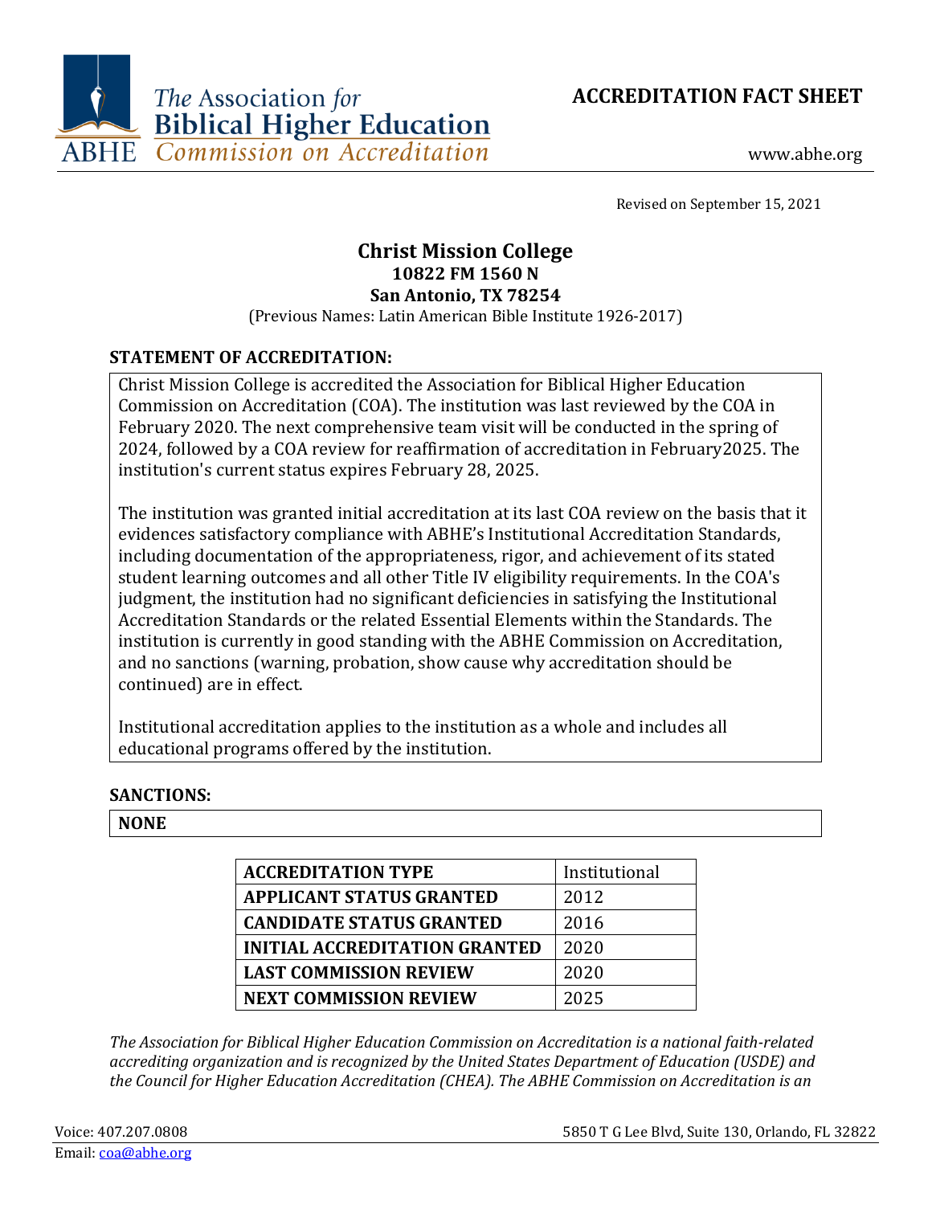The Association for Biblical Higher Education
ABHE Commission on Accreditation

# ACCREDITATION FACT SHEET

www.abhe.org

Revised on September 15, 2021

## Christ Mission College
**10822 FM 1560 N**
**San Antonio, TX 78254**
(Previous Names: Latin American Bible Institute 1926-2017)

### STATEMENT OF ACCREDITATION:

Christ Mission College is accredited the Association for Biblical Higher Education Commission on Accreditation (COA). The institution was last reviewed by the COA in February 2020. The next comprehensive team visit will be conducted in the spring of 2024, followed by a COA review for reaffirmation of accreditation in February2025. The institution's current status expires February 28, 2025.

The institution was granted initial accreditation at its last COA review on the basis that it evidences satisfactory compliance with ABHE's Institutional Accreditation Standards, including documentation of the appropriateness, rigor, and achievement of its stated student learning outcomes and all other Title IV eligibility requirements. In the COA's judgment, the institution had no significant deficiencies in satisfying the Institutional Accreditation Standards or the related Essential Elements within the Standards. The institution is currently in good standing with the ABHE Commission on Accreditation, and no sanctions (warning, probation, show cause why accreditation should be continued) are in effect.

Institutional accreditation applies to the institution as a whole and includes all educational programs offered by the institution.

### SANCTIONS:

**NONE**

| ACCREDITATION TYPE | Institutional |
|---|---|
| APPLICANT STATUS GRANTED | 2012 |
| CANDIDATE STATUS GRANTED | 2016 |
| INITIAL ACCREDITATION GRANTED | 2020 |
| LAST COMMISSION REVIEW | 2020 |
| NEXT COMMISSION REVIEW | 2025 |

*The Association for Biblical Higher Education Commission on Accreditation is a national faith-related accrediting organization and is recognized by the United States Department of Education (USDE) and the Council for Higher Education Accreditation (CHEA). The ABHE Commission on Accreditation is an*

Voice: 407.207.0808
Email: coa@abhe.org

5850 T G Lee Blvd, Suite 130, Orlando, FL 32822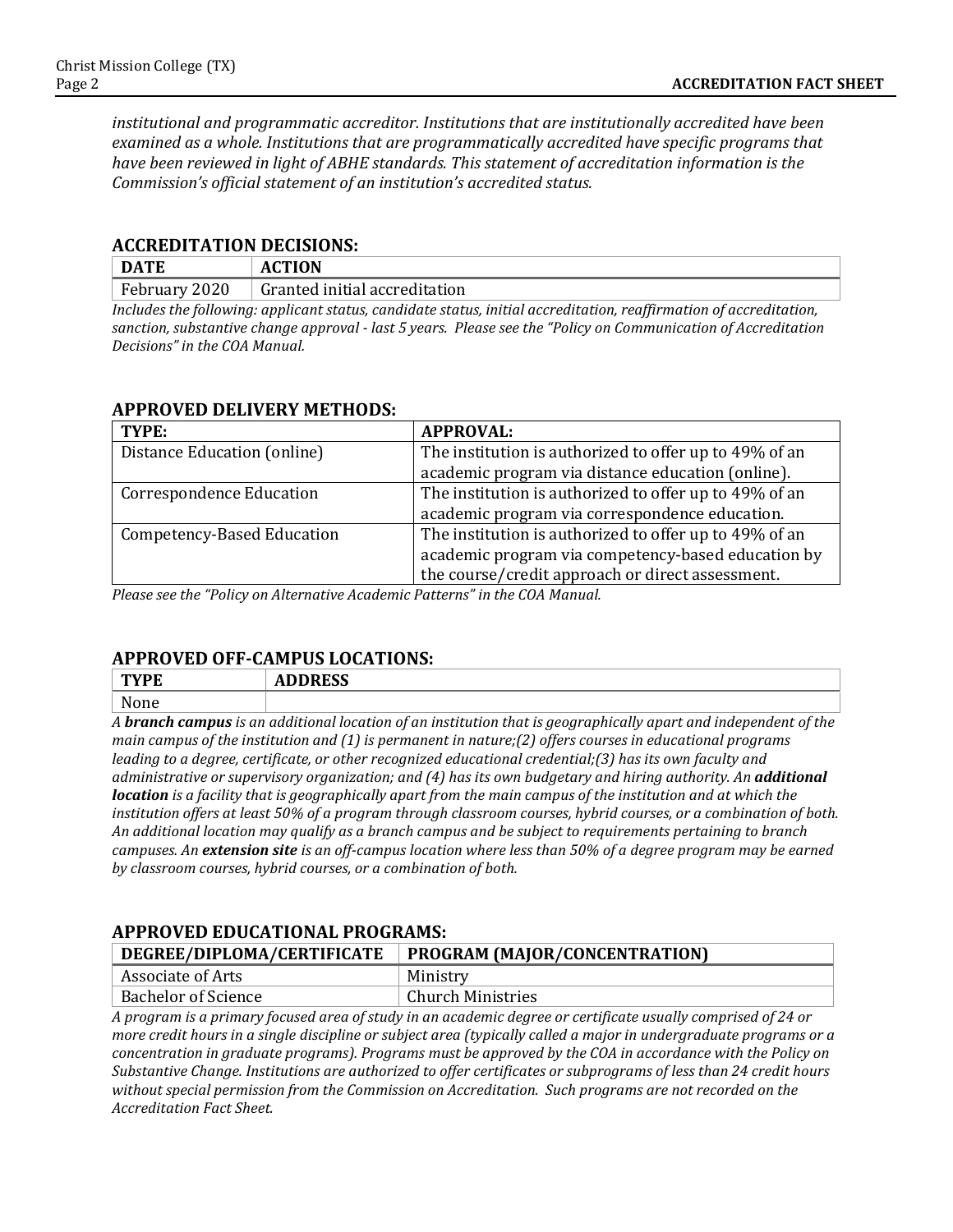*institutional and programmatic accreditor. Institutions that are institutionally accredited have been examined as a whole. Institutions that are programmatically accredited have specific programs that have been reviewed in light of ABHE standards. This statement of accreditation information is the Commission's official statement of an institution's accredited status.*

## ACCREDITATION DECISIONS:

| DATE | ACTION |
|---|---|
| February 2020 | Granted initial accreditation |

*Includes the following: applicant status, candidate status, initial accreditation, reaffirmation of accreditation, sanction, substantive change approval - last 5 years. Please see the "Policy on Communication of Accreditation Decisions" in the COA Manual.*

## APPROVED DELIVERY METHODS:

| TYPE: | APPROVAL: |
|---|---|
| Distance Education (online) | The institution is authorized to offer up to 49% of an academic program via distance education (online). |
| Correspondence Education | The institution is authorized to offer up to 49% of an academic program via correspondence education. |
| Competency-Based Education | The institution is authorized to offer up to 49% of an academic program via competency-based education by the course/credit approach or direct assessment. |

*Please see the "Policy on Alternative Academic Patterns" in the COA Manual.*

## APPROVED OFF-CAMPUS LOCATIONS:

| TYPE | ADDRESS |
|---|---|
| None | |

*A **branch campus** is an additional location of an institution that is geographically apart and independent of the main campus of the institution and (1) is permanent in nature;(2) offers courses in educational programs leading to a degree, certificate, or other recognized educational credential;(3) has its own faculty and administrative or supervisory organization; and (4) has its own budgetary and hiring authority. An **additional location** is a facility that is geographically apart from the main campus of the institution and at which the institution offers at least 50% of a program through classroom courses, hybrid courses, or a combination of both. An additional location may qualify as a branch campus and be subject to requirements pertaining to branch campuses. An **extension site** is an off-campus location where less than 50% of a degree program may be earned by classroom courses, hybrid courses, or a combination of both.*

## APPROVED EDUCATIONAL PROGRAMS:

| DEGREE/DIPLOMA/CERTIFICATE | PROGRAM (MAJOR/CONCENTRATION) |
|---|---|
| Associate of Arts | Ministry |
| Bachelor of Science | Church Ministries |

*A program is a primary focused area of study in an academic degree or certificate usually comprised of 24 or more credit hours in a single discipline or subject area (typically called a major in undergraduate programs or a concentration in graduate programs). Programs must be approved by the COA in accordance with the Policy on Substantive Change. Institutions are authorized to offer certificates or subprograms of less than 24 credit hours without special permission from the Commission on Accreditation. Such programs are not recorded on the Accreditation Fact Sheet.*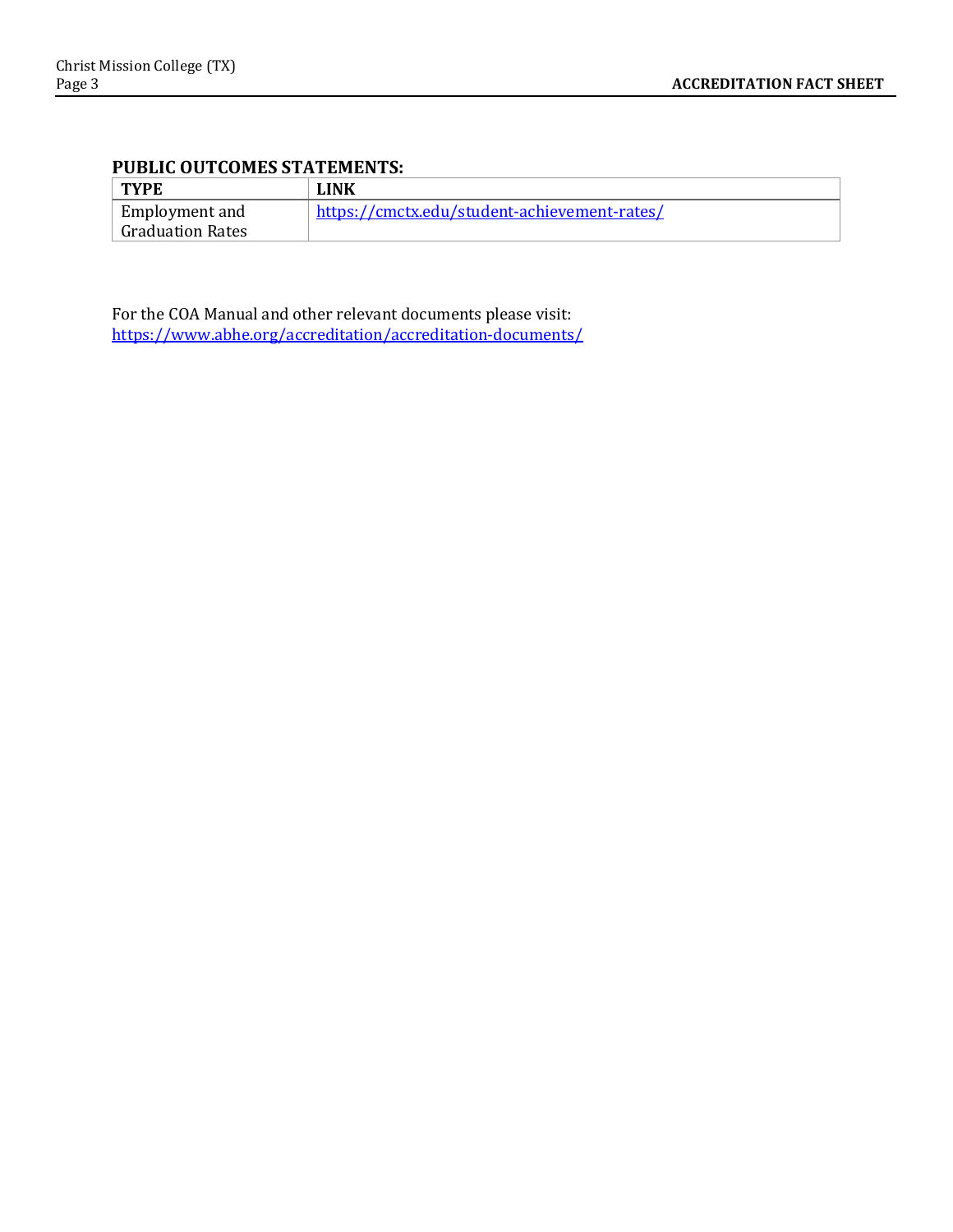## PUBLIC OUTCOMES STATEMENTS:

| TYPE | LINK |
|---|---|
| Employment and Graduation Rates | https://cmctx.edu/student-achievement-rates/ |

For the COA Manual and other relevant documents please visit:
https://www.abhe.org/accreditation/accreditation-documents/